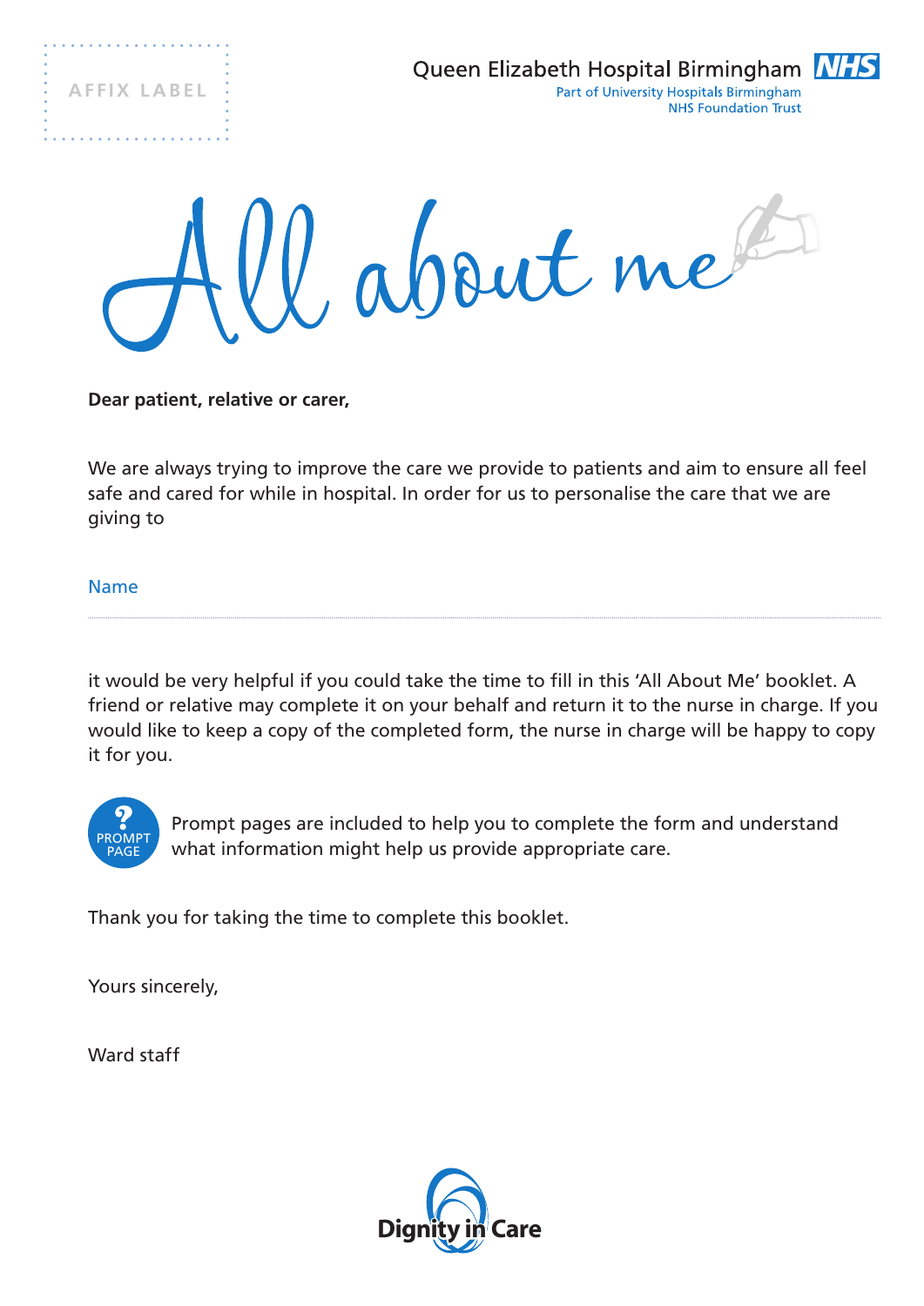AFFIX LABEL

Queen Elizabeth Hospital Birmingham NHS
Part of University Hospitals Birmingham
NHS Foundation Trust

# All about me

**Dear patient, relative or carer,**

We are always trying to improve the care we provide to patients and aim to ensure all feel safe and cared for while in hospital. In order for us to personalise the care that we are giving to

Name

---

it would be very helpful if you could take the time to fill in this 'All About Me' booklet. A friend or relative may complete it on your behalf and return it to the nurse in charge. If you would like to keep a copy of the completed form, the nurse in charge will be happy to copy it for you.

PROMPT PAGE — Prompt pages are included to help you to complete the form and understand what information might help us provide appropriate care.

Thank you for taking the time to complete this booklet.

Yours sincerely,

Ward staff

Dignity in Care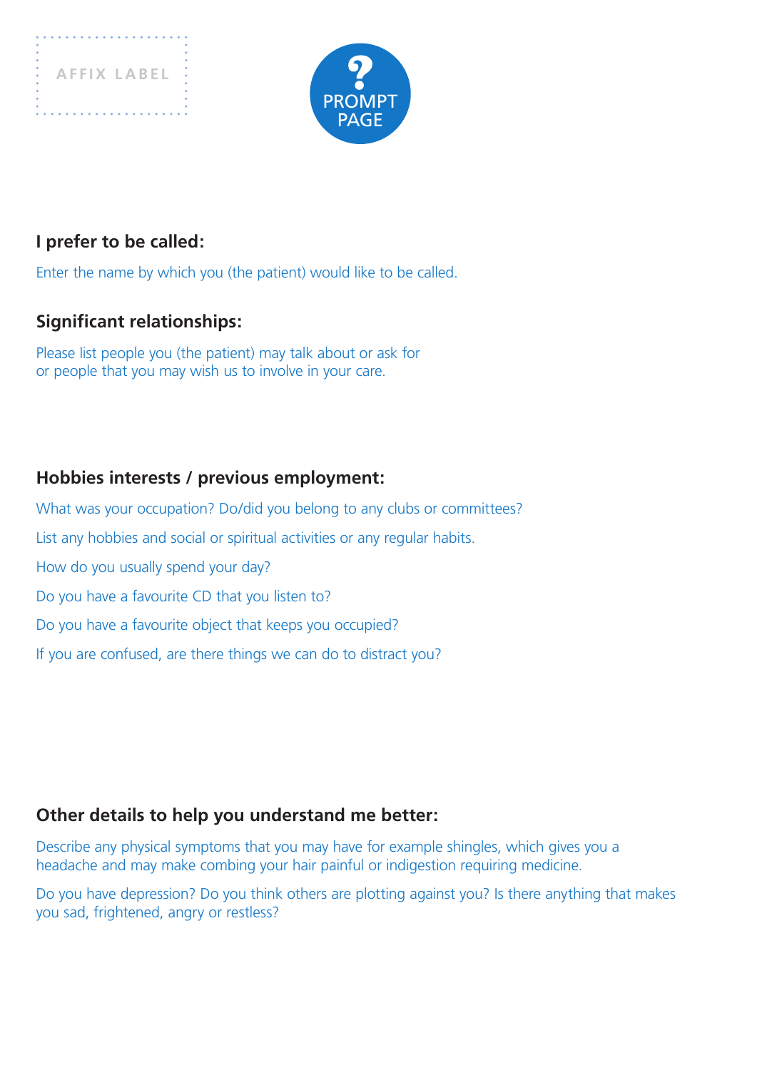AFFIX LABEL

PROMPT PAGE

### I prefer to be called:

Enter the name by which you (the patient) would like to be called.

### Significant relationships:

Please list people you (the patient) may talk about or ask for or people that you may wish us to involve in your care.

### Hobbies interests / previous employment:

What was your occupation? Do/did you belong to any clubs or committees?

List any hobbies and social or spiritual activities or any regular habits.

How do you usually spend your day?

Do you have a favourite CD that you listen to?

Do you have a favourite object that keeps you occupied?

If you are confused, are there things we can do to distract you?

### Other details to help you understand me better:

Describe any physical symptoms that you may have for example shingles, which gives you a headache and may make combing your hair painful or indigestion requiring medicine.

Do you have depression? Do you think others are plotting against you? Is there anything that makes you sad, frightened, angry or restless?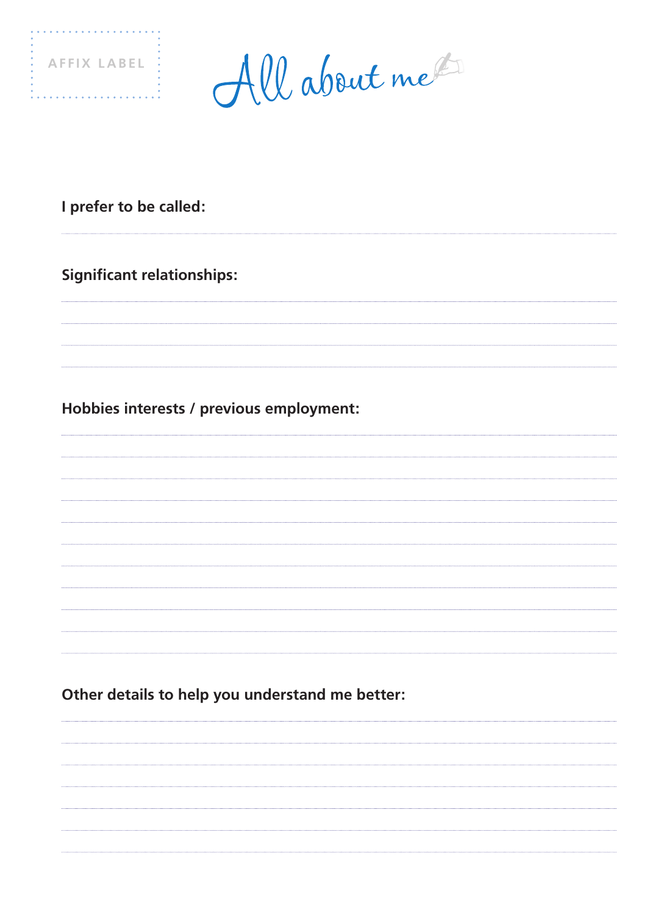AFFIX LABEL

# All about me

**I prefer to be called:**

**Significant relationships:**

**Hobbies interests / previous employment:**

**Other details to help you understand me better:**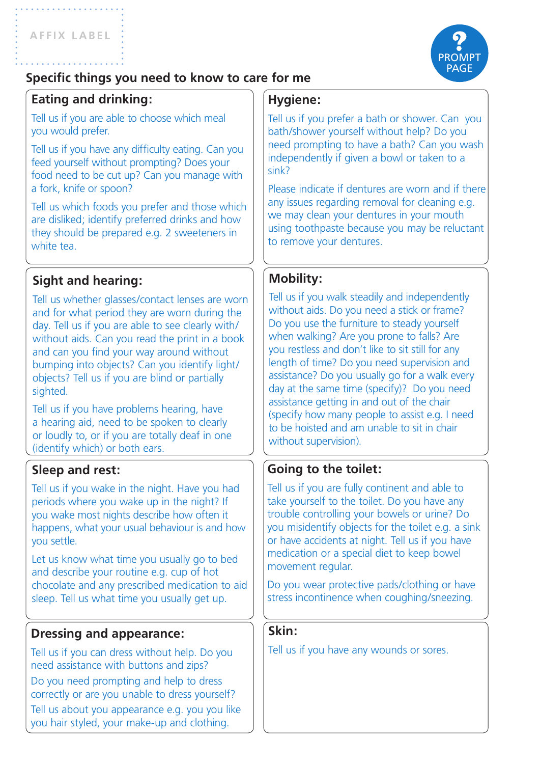AFFIX LABEL

PROMPT PAGE

## Specific things you need to know to care for me

### Eating and drinking:

Tell us if you are able to choose which meal you would prefer.

Tell us if you have any difficulty eating. Can you feed yourself without prompting? Does your food need to be cut up? Can you manage with a fork, knife or spoon?

Tell us which foods you prefer and those which are disliked; identify preferred drinks and how they should be prepared e.g. 2 sweeteners in white tea.

### Hygiene:

Tell us if you prefer a bath or shower. Can you bath/shower yourself without help? Do you need prompting to have a bath? Can you wash independently if given a bowl or taken to a sink?

Please indicate if dentures are worn and if there any issues regarding removal for cleaning e.g. we may clean your dentures in your mouth using toothpaste because you may be reluctant to remove your dentures.

### Sight and hearing:

Tell us whether glasses/contact lenses are worn and for what period they are worn during the day. Tell us if you are able to see clearly with/without aids. Can you read the print in a book and can you find your way around without bumping into objects? Can you identify light/objects? Tell us if you are blind or partially sighted.

Tell us if you have problems hearing, have a hearing aid, need to be spoken to clearly or loudly to, or if you are totally deaf in one (identify which) or both ears.

### Mobility:

Tell us if you walk steadily and independently without aids. Do you need a stick or frame? Do you use the furniture to steady yourself when walking? Are you prone to falls? Are you restless and don't like to sit still for any length of time? Do you need supervision and assistance? Do you usually go for a walk every day at the same time (specify)? Do you need assistance getting in and out of the chair (specify how many people to assist e.g. I need to be hoisted and am unable to sit in chair without supervision).

### Sleep and rest:

Tell us if you wake in the night. Have you had periods where you wake up in the night? If you wake most nights describe how often it happens, what your usual behaviour is and how you settle.

Let us know what time you usually go to bed and describe your routine e.g. cup of hot chocolate and any prescribed medication to aid sleep. Tell us what time you usually get up.

### Going to the toilet:

Tell us if you are fully continent and able to take yourself to the toilet. Do you have any trouble controlling your bowels or urine? Do you misidentify objects for the toilet e.g. a sink or have accidents at night. Tell us if you have medication or a special diet to keep bowel movement regular.

Do you wear protective pads/clothing or have stress incontinence when coughing/sneezing.

### Dressing and appearance:

Tell us if you can dress without help. Do you need assistance with buttons and zips?

Do you need prompting and help to dress correctly or are you unable to dress yourself?

Tell us about you appearance e.g. you you like you hair styled, your make-up and clothing.

### Skin:

Tell us if you have any wounds or sores.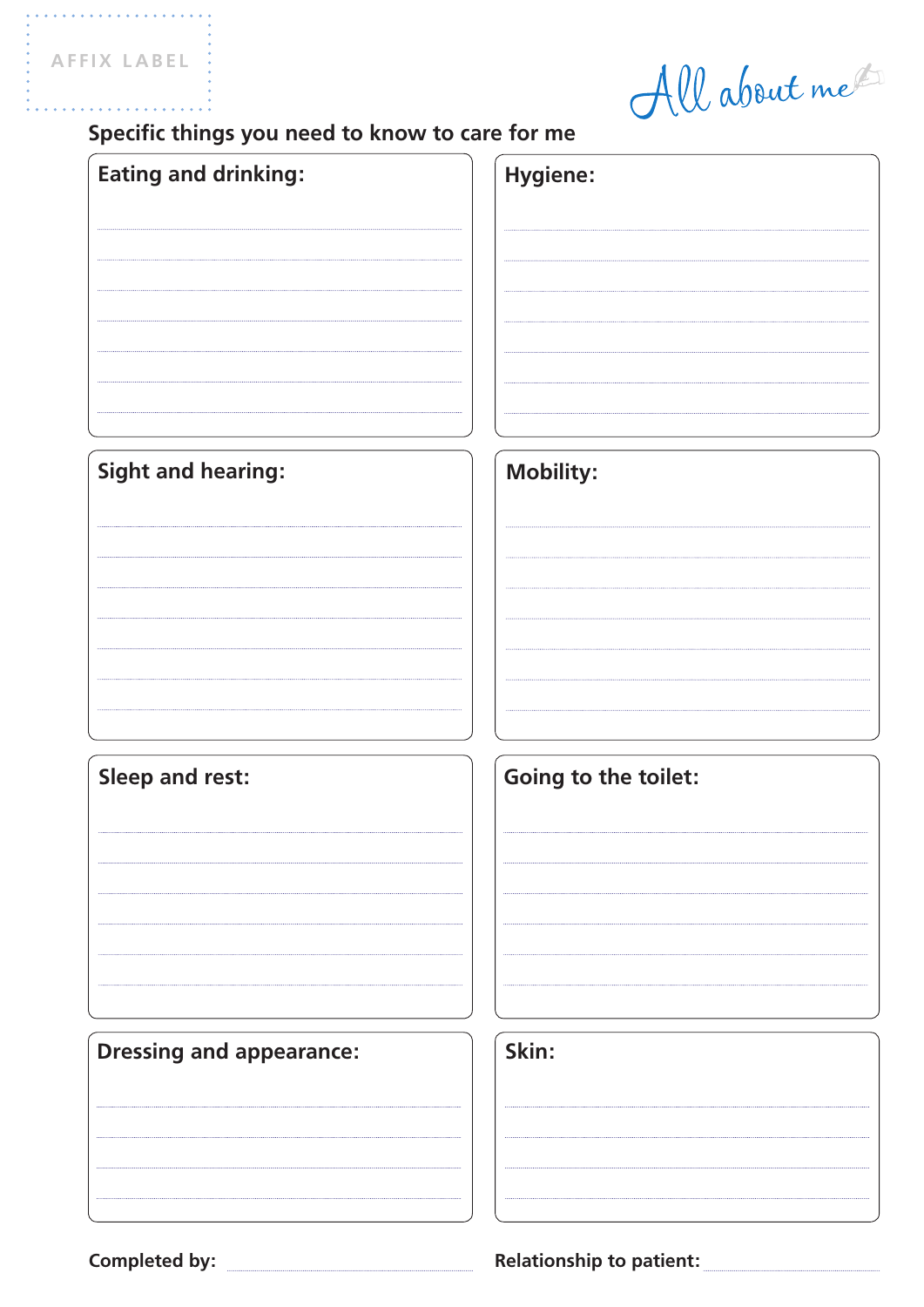AFFIX LABEL

# All about me

## Specific things you need to know to care for me

**Eating and drinking:**

**Hygiene:**

**Sight and hearing:**

**Mobility:**

**Sleep and rest:**

**Going to the toilet:**

**Dressing and appearance:**

**Skin:**

**Completed by:**

**Relationship to patient:**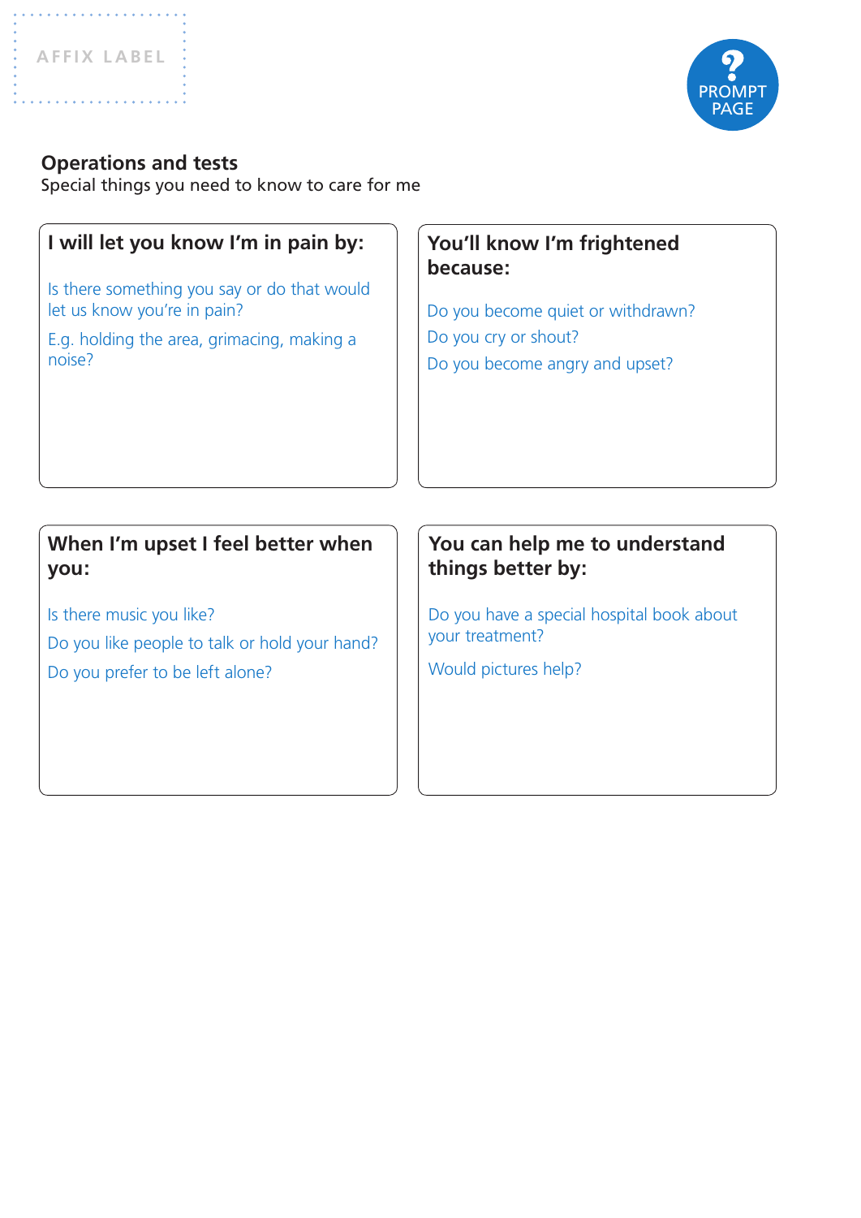AFFIX LABEL

PROMPT PAGE

## Operations and tests

Special things you need to know to care for me

### I will let you know I'm in pain by:

Is there something you say or do that would let us know you're in pain?

E.g. holding the area, grimacing, making a noise?

### You'll know I'm frightened because:

Do you become quiet or withdrawn?

Do you cry or shout?

Do you become angry and upset?

### When I'm upset I feel better when you:

Is there music you like?

Do you like people to talk or hold your hand?

Do you prefer to be left alone?

### You can help me to understand things better by:

Do you have a special hospital book about your treatment?

Would pictures help?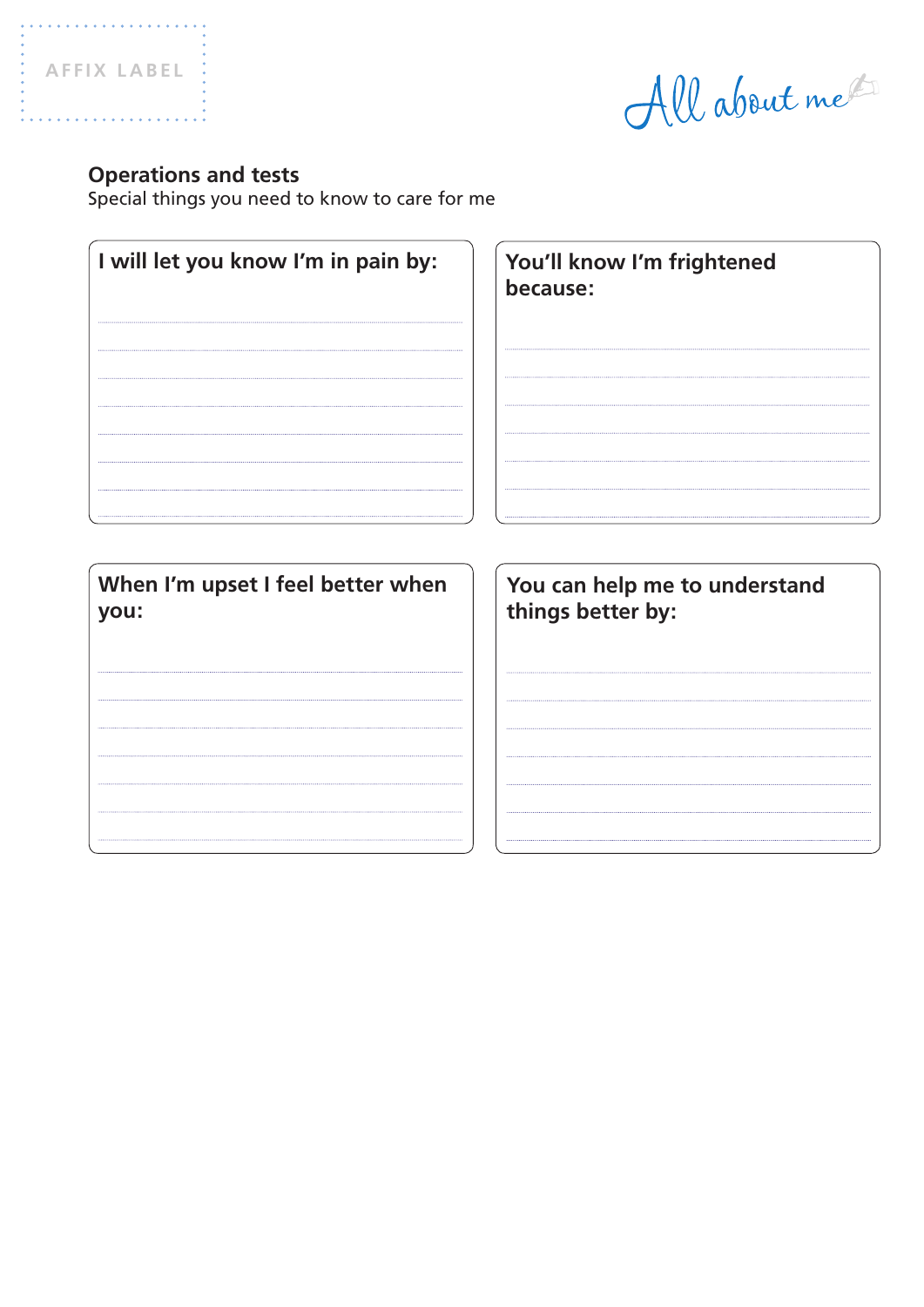AFFIX LABEL

All about me

## Operations and tests

Special things you need to know to care for me

**I will let you know I'm in pain by:**

**You'll know I'm frightened because:**

**When I'm upset I feel better when you:**

**You can help me to understand things better by:**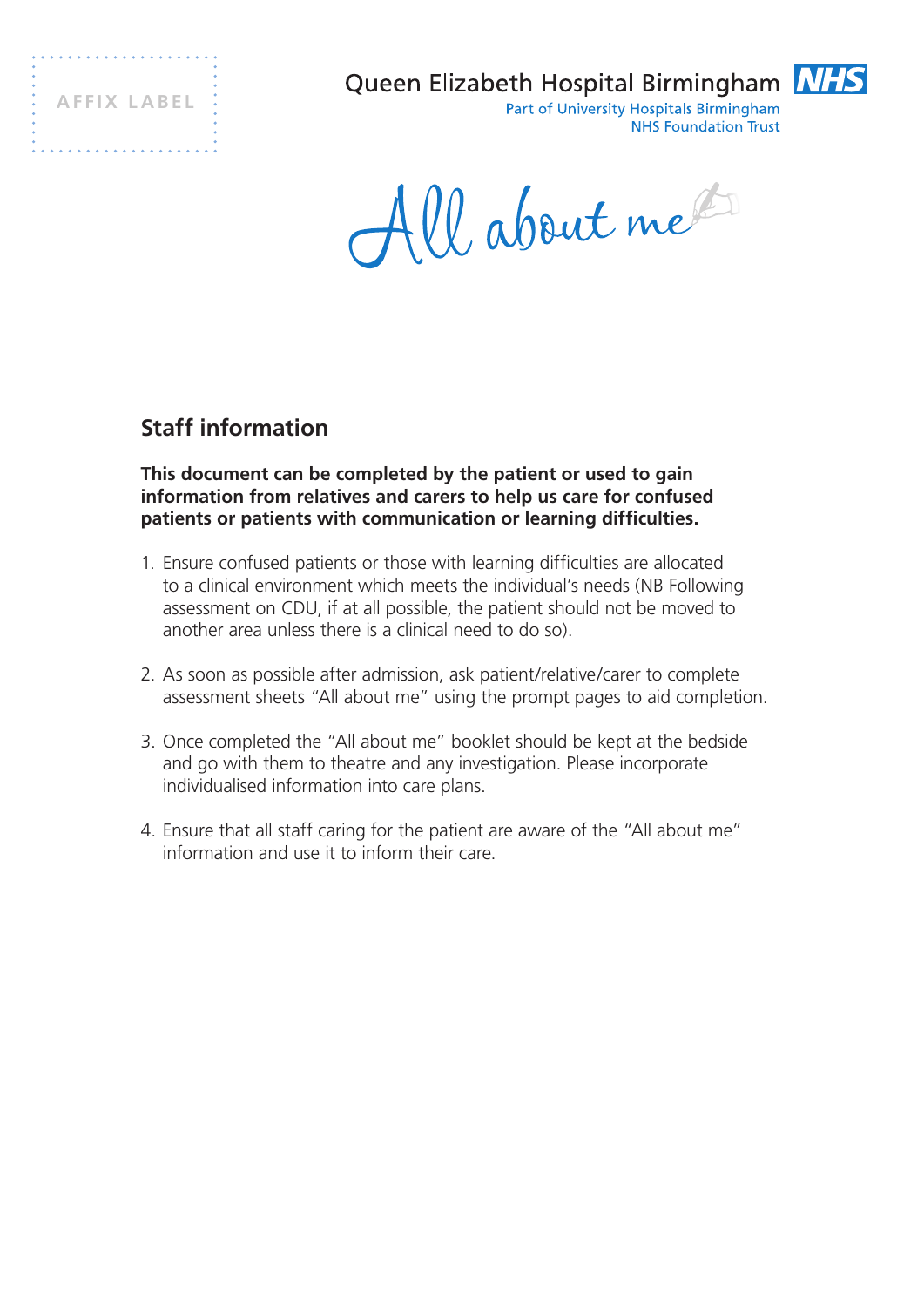AFFIX LABEL

Queen Elizabeth Hospital Birmingham NHS

Part of University Hospitals Birmingham
NHS Foundation Trust

# All about me

## Staff information

**This document can be completed by the patient or used to gain information from relatives and carers to help us care for confused patients or patients with communication or learning difficulties.**

1. Ensure confused patients or those with learning difficulties are allocated to a clinical environment which meets the individual's needs (NB Following assessment on CDU, if at all possible, the patient should not be moved to another area unless there is a clinical need to do so).

2. As soon as possible after admission, ask patient/relative/carer to complete assessment sheets "All about me" using the prompt pages to aid completion.

3. Once completed the "All about me" booklet should be kept at the bedside and go with them to theatre and any investigation. Please incorporate individualised information into care plans.

4. Ensure that all staff caring for the patient are aware of the "All about me" information and use it to inform their care.